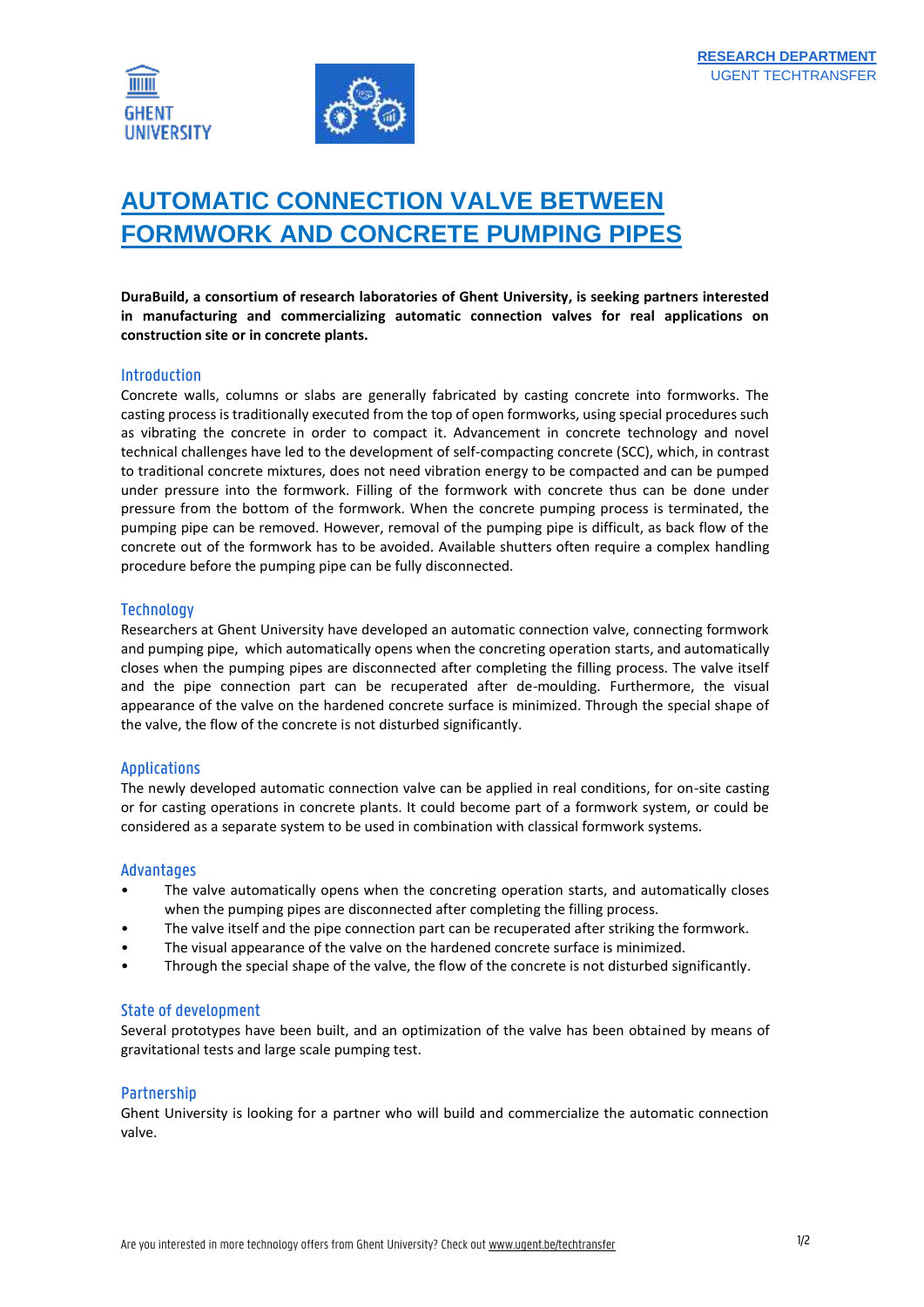RESEARCH DEPARTMENT
UGENT TECHTRANSFER

# AUTOMATIC CONNECTION VALVE BETWEEN FORMWORK AND CONCRETE PUMPING PIPES

**DuraBuild, a consortium of research laboratories of Ghent University, is seeking partners interested in manufacturing and commercializing automatic connection valves for real applications on construction site or in concrete plants.**

## Introduction

Concrete walls, columns or slabs are generally fabricated by casting concrete into formworks. The casting process is traditionally executed from the top of open formworks, using special procedures such as vibrating the concrete in order to compact it. Advancement in concrete technology and novel technical challenges have led to the development of self-compacting concrete (SCC), which, in contrast to traditional concrete mixtures, does not need vibration energy to be compacted and can be pumped under pressure into the formwork. Filling of the formwork with concrete thus can be done under pressure from the bottom of the formwork. When the concrete pumping process is terminated, the pumping pipe can be removed. However, removal of the pumping pipe is difficult, as back flow of the concrete out of the formwork has to be avoided. Available shutters often require a complex handling procedure before the pumping pipe can be fully disconnected.

## Technology

Researchers at Ghent University have developed an automatic connection valve, connecting formwork and pumping pipe, which automatically opens when the concreting operation starts, and automatically closes when the pumping pipes are disconnected after completing the filling process. The valve itself and the pipe connection part can be recuperated after de-moulding. Furthermore, the visual appearance of the valve on the hardened concrete surface is minimized. Through the special shape of the valve, the flow of the concrete is not disturbed significantly.

## Applications

The newly developed automatic connection valve can be applied in real conditions, for on-site casting or for casting operations in concrete plants. It could become part of a formwork system, or could be considered as a separate system to be used in combination with classical formwork systems.

## Advantages

- The valve automatically opens when the concreting operation starts, and automatically closes when the pumping pipes are disconnected after completing the filling process.
- The valve itself and the pipe connection part can be recuperated after striking the formwork.
- The visual appearance of the valve on the hardened concrete surface is minimized.
- Through the special shape of the valve, the flow of the concrete is not disturbed significantly.

## State of development

Several prototypes have been built, and an optimization of the valve has been obtained by means of gravitational tests and large scale pumping test.

## Partnership

Ghent University is looking for a partner who will build and commercialize the automatic connection valve.

Are you interested in more technology offers from Ghent University? Check out www.ugent.be/techtransfer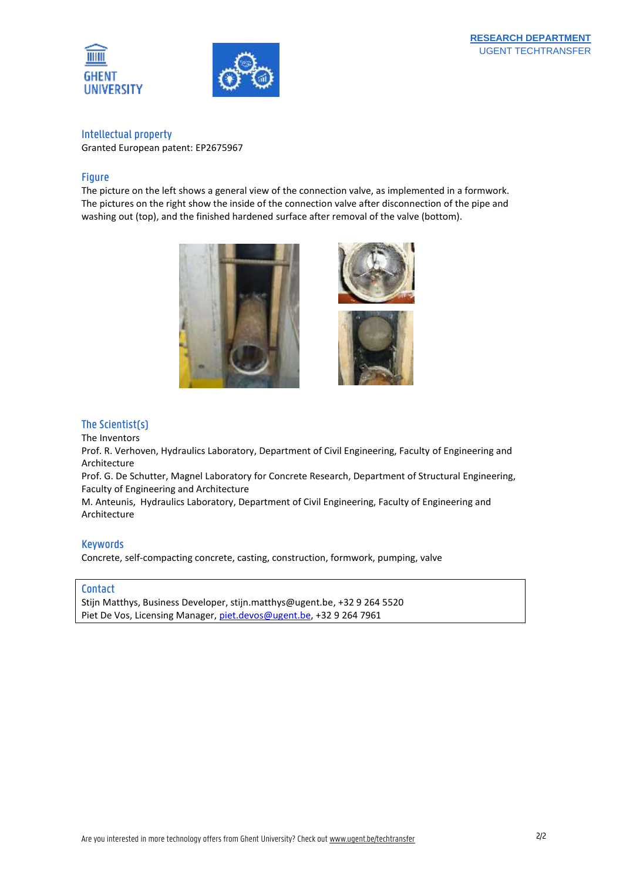## Intellectual property

Granted European patent: EP2675967

## Figure

The picture on the left shows a general view of the connection valve, as implemented in a formwork. The pictures on the right show the inside of the connection valve after disconnection of the pipe and washing out (top), and the finished hardened surface after removal of the valve (bottom).

## The Scientist(s)

The Inventors

Prof. R. Verhoven, Hydraulics Laboratory, Department of Civil Engineering, Faculty of Engineering and Architecture

Prof. G. De Schutter, Magnel Laboratory for Concrete Research, Department of Structural Engineering, Faculty of Engineering and Architecture

M. Anteunis, Hydraulics Laboratory, Department of Civil Engineering, Faculty of Engineering and Architecture

## Keywords

Concrete, self-compacting concrete, casting, construction, formwork, pumping, valve

## Contact

Stijn Matthys, Business Developer, stijn.matthys@ugent.be, +32 9 264 5520
Piet De Vos, Licensing Manager, piet.devos@ugent.be, +32 9 264 7961

Are you interested in more technology offers from Ghent University? Check out www.ugent.be/techtransfer